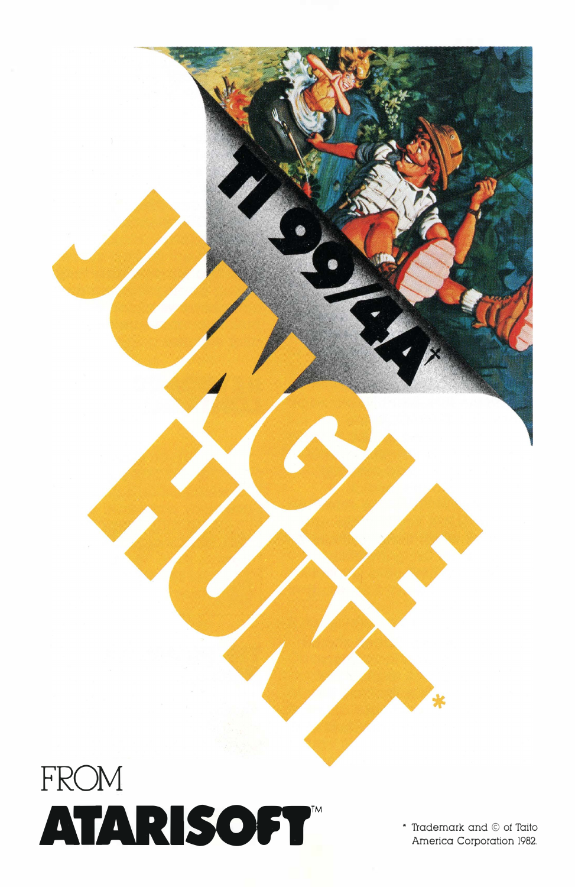# TI 99/4A*

# JUNGLE HUNT*

FROM

**ATARISOFT™**

* Trademark and © of Taito America Corporation 1982.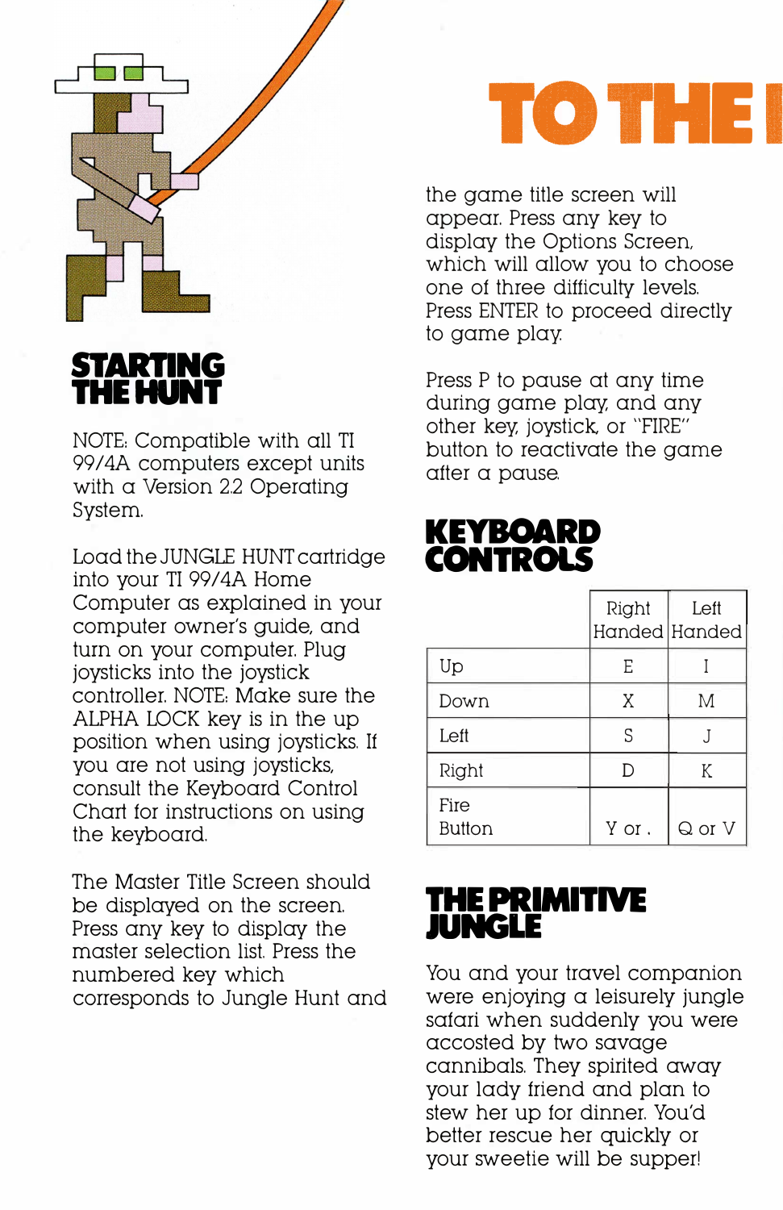# TO THE

## STARTING THE HUNT

NOTE: Compatible with all TI 99/4A computers except units with a Version 2.2 Operating System.

Load the JUNGLE HUNT cartridge into your TI 99/4A Home Computer as explained in your computer owner's guide, and turn on your computer. Plug joysticks into the joystick controller. NOTE: Make sure the ALPHA LOCK key is in the up position when using joysticks. If you are not using joysticks, consult the Keyboard Control Chart for instructions on using the keyboard.

The Master Title Screen should be displayed on the screen. Press any key to display the master selection list. Press the numbered key which corresponds to Jungle Hunt and the game title screen will appear. Press any key to display the Options Screen, which will allow you to choose one of three difficulty levels. Press ENTER to proceed directly to game play.

Press P to pause at any time during game play, and any other key, joystick, or "FIRE" button to reactivate the game after a pause.

## KEYBOARD CONTROLS

| | Right Handed | Left Handed |
|---|---|---|
| Up | E | I |
| Down | X | M |
| Left | S | J |
| Right | D | K |
| Fire Button | Y or . | Q or V |

## THE PRIMITIVE JUNGLE

You and your travel companion were enjoying a leisurely jungle safari when suddenly you were accosted by two savage cannibals. They spirited away your lady friend and plan to stew her up for dinner. You'd better rescue her quickly or your sweetie will be supper!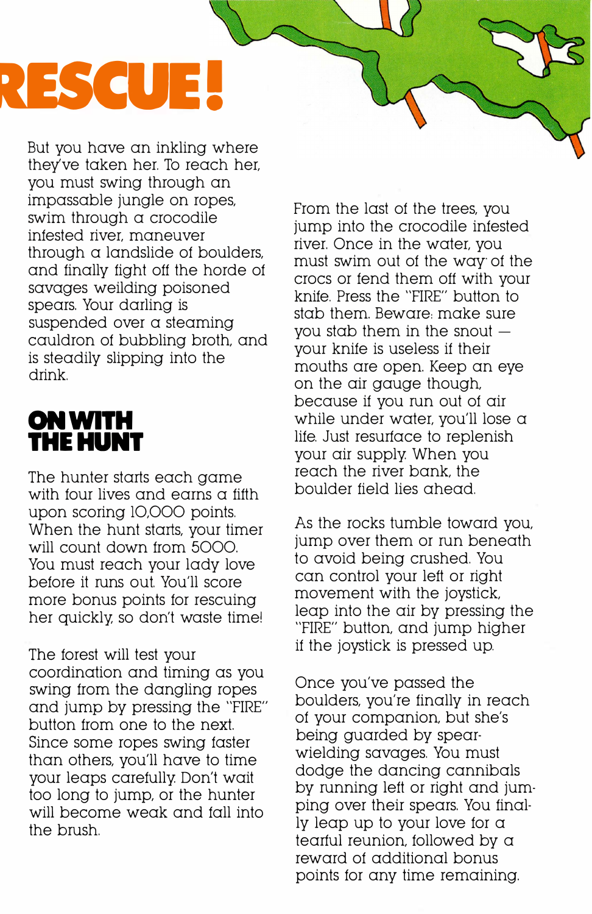# RESCUE!

But you have an inkling where they've taken her. To reach her, you must swing through an impassable jungle on ropes, swim through a crocodile infested river, maneuver through a landslide of boulders, and finally fight off the horde of savages weilding poisoned spears. Your darling is suspended over a steaming cauldron of bubbling broth, and is steadily slipping into the drink.

## ON WITH THE HUNT

The hunter starts each game with four lives and earns a fifth upon scoring 10,000 points. When the hunt starts, your timer will count down from 5000. You must reach your lady love before it runs out. You'll score more bonus points for rescuing her quickly, so don't waste time!

The forest will test your coordination and timing as you swing from the dangling ropes and jump by pressing the "FIRE" button from one to the next. Since some ropes swing faster than others, you'll have to time your leaps carefully. Don't wait too long to jump, or the hunter will become weak and fall into the brush.

From the last of the trees, you jump into the crocodile infested river. Once in the water, you must swim out of the way of the crocs or fend them off with your knife. Press the "FIRE" button to stab them. Beware: make sure you stab them in the snout — your knife is useless if their mouths are open. Keep an eye on the air gauge though, because if you run out of air while under water, you'll lose a life. Just resurface to replenish your air supply. When you reach the river bank, the boulder field lies ahead.

As the rocks tumble toward you, jump over them or run beneath to avoid being crushed. You can control your left or right movement with the joystick, leap into the air by pressing the "FIRE" button, and jump higher if the joystick is pressed up.

Once you've passed the boulders, you're finally in reach of your companion, but she's being guarded by spear-wielding savages. You must dodge the dancing cannibals by running left or right and jumping over their spears. You finally leap up to your love for a tearful reunion, followed by a reward of additional bonus points for any time remaining.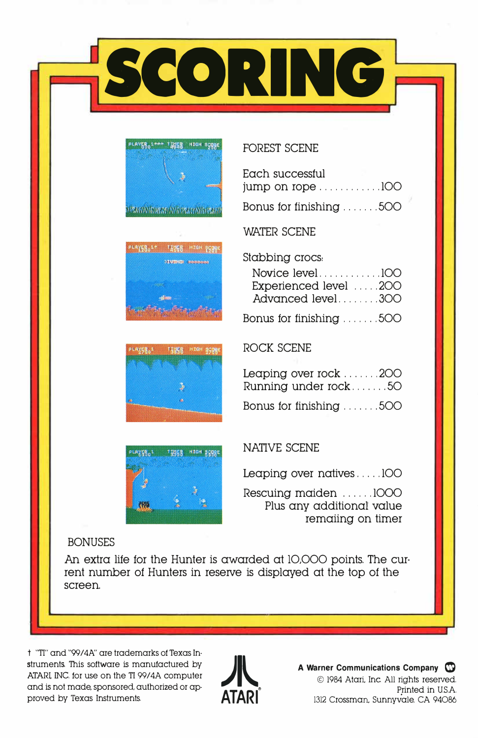# SCORING

## FOREST SCENE

Each successful jump on rope . . . . . . . . . . . .100

Bonus for finishing . . . . . . .500

## WATER SCENE

Stabbing crocs:

- Novice level. . . . . . . . . . . .100
- Experienced level . . . . .200
- Advanced level. . . . . . . .300

Bonus for finishing . . . . . . .500

## ROCK SCENE

Leaping over rock . . . . . . .200
Running under rock. . . . . . .50

Bonus for finishing . . . . . . .500

## NATIVE SCENE

Leaping over natives. . . . .100

Rescuing maiden . . . . . .1000
Plus any additional value remaiing on timer

## BONUSES

An extra life for the Hunter is awarded at 10,000 points. The current number of Hunters in reserve is displayed at the top of the screen.

† "TI" and "99/4A" are trademarks of Texas Instruments. This software is manufactured by ATARI, INC. for use on the TI 99/4A computer and is not made, sponsored, authorized or approved by Texas Instruments.

ATARI

**A Warner Communications Company**
© 1984 Atari, Inc. All rights reserved.
Printed in U.S.A.
1312 Crossman, Sunnyvale, CA 94086